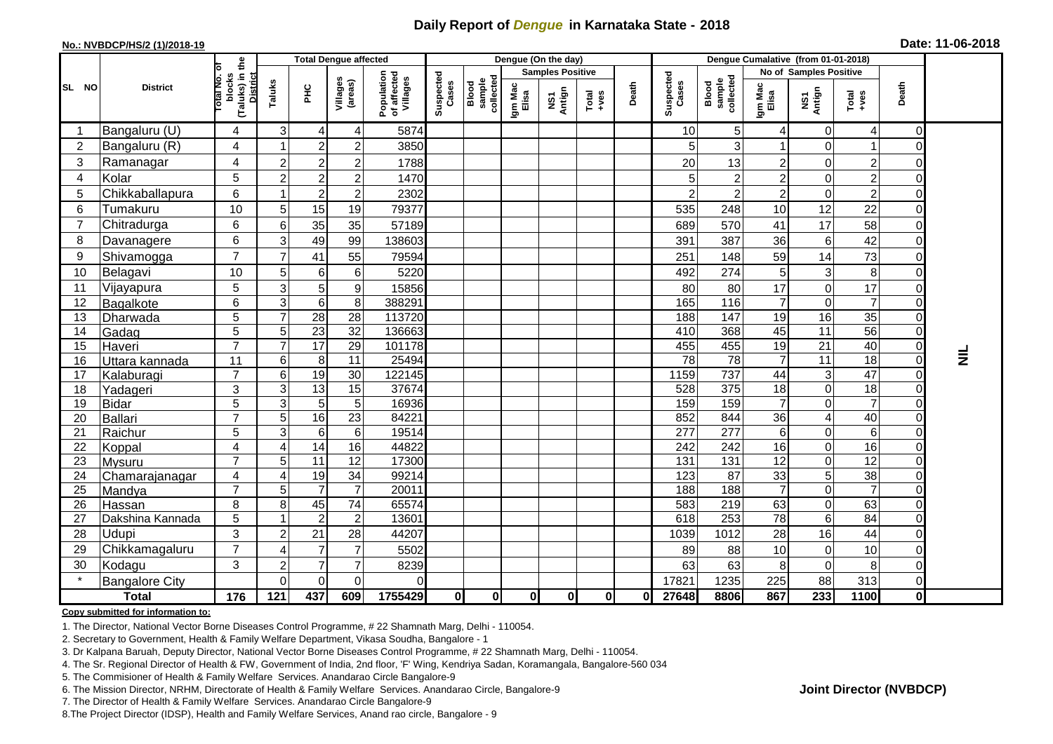# Daily Report of *Dengue* in Karnataka State - 2018

**No.: NVBDCP/HS/2 (1)/2018-19**

**Date: 11-06-2018**

| SL NO | District | Total No. of blocks (Taluks) in the District | Total Dengue affected | | | | Dengue (On the day) | | | | | | | Dengue Cumalative (from 01-01-2018) | | | | | | | |
|---|---|---|---|---|---|---|---|---|---|---|---|---|---|---|---|---|---|---|---|---|
| | | | Taluks | PHC | Villages (areas) | Population of affected Villages | Suspected Cases | Blood sample collected | Samples Positive | | | Death | Suspected Cases | Blood sample collected | No of Samples Positive | | | Death | |
| | | | | | | | | | Igm Mac Elisa | NS1 Antign | Total +ves | | | | Igm Mac Elisa | NS1 Antign | Total +ves | | |
| 1 | Bangaluru (U) | 4 | 3 | 4 | 4 | 5874 | | | | | | | 10 | 5 | 4 | 0 | 4 | 0 | NIL |
| 2 | Bangaluru (R) | 4 | 1 | 2 | 2 | 3850 | | | | | | | 5 | 3 | 1 | 0 | 1 | 0 | |
| 3 | Ramanagar | 4 | 2 | 2 | 2 | 1788 | | | | | | | 20 | 13 | 2 | 0 | 2 | 0 | |
| 4 | Kolar | 5 | 2 | 2 | 2 | 1470 | | | | | | | 5 | 2 | 2 | 0 | 2 | 0 | |
| 5 | Chikkaballapura | 6 | 1 | 2 | 2 | 2302 | | | | | | | 2 | 2 | 2 | 0 | 2 | 0 | |
| 6 | Tumakuru | 10 | 5 | 15 | 19 | 79377 | | | | | | | 535 | 248 | 10 | 12 | 22 | 0 | |
| 7 | Chitradurga | 6 | 6 | 35 | 35 | 57189 | | | | | | | 689 | 570 | 41 | 17 | 58 | 0 | |
| 8 | Davanagere | 6 | 3 | 49 | 99 | 138603 | | | | | | | 391 | 387 | 36 | 6 | 42 | 0 | |
| 9 | Shivamogga | 7 | 7 | 41 | 55 | 79594 | | | | | | | 251 | 148 | 59 | 14 | 73 | 0 | |
| 10 | Belagavi | 10 | 5 | 6 | 6 | 5220 | | | | | | | 492 | 274 | 5 | 3 | 8 | 0 | |
| 11 | Vijayapura | 5 | 3 | 5 | 9 | 15856 | | | | | | | 80 | 80 | 17 | 0 | 17 | 0 | |
| 12 | Bagalkote | 6 | 3 | 6 | 8 | 388291 | | | | | | | 165 | 116 | 7 | 0 | 7 | 0 | |
| 13 | Dharwada | 5 | 7 | 28 | 28 | 113720 | | | | | | | 188 | 147 | 19 | 16 | 35 | 0 | |
| 14 | Gadag | 5 | 5 | 23 | 32 | 136663 | | | | | | | 410 | 368 | 45 | 11 | 56 | 0 | |
| 15 | Haveri | 7 | 7 | 17 | 29 | 101178 | | | | | | | 455 | 455 | 19 | 21 | 40 | 0 | |
| 16 | Uttara kannada | 11 | 6 | 8 | 11 | 25494 | | | | | | | 78 | 78 | 7 | 11 | 18 | 0 | |
| 17 | Kalaburagi | 7 | 6 | 19 | 30 | 122145 | | | | | | | 1159 | 737 | 44 | 3 | 47 | 0 | |
| 18 | Yadageri | 3 | 3 | 13 | 15 | 37674 | | | | | | | 528 | 375 | 18 | 0 | 18 | 0 | |
| 19 | Bidar | 5 | 3 | 5 | 5 | 16936 | | | | | | | 159 | 159 | 7 | 0 | 7 | 0 | |
| 20 | Ballari | 7 | 5 | 16 | 23 | 84221 | | | | | | | 852 | 844 | 36 | 4 | 40 | 0 | |
| 21 | Raichur | 5 | 3 | 6 | 6 | 19514 | | | | | | | 277 | 277 | 6 | 0 | 6 | 0 | |
| 22 | Koppal | 4 | 4 | 14 | 16 | 44822 | | | | | | | 242 | 242 | 16 | 0 | 16 | 0 | |
| 23 | Mysuru | 7 | 5 | 11 | 12 | 17300 | | | | | | | 131 | 131 | 12 | 0 | 12 | 0 | |
| 24 | Chamarajanagar | 4 | 4 | 19 | 34 | 99214 | | | | | | | 123 | 87 | 33 | 5 | 38 | 0 | |
| 25 | Mandya | 7 | 5 | 7 | 7 | 20011 | | | | | | | 188 | 188 | 7 | 0 | 7 | 0 | |
| 26 | Hassan | 8 | 8 | 45 | 74 | 65574 | | | | | | | 583 | 219 | 63 | 0 | 63 | 0 | |
| 27 | Dakshina Kannada | 5 | 1 | 2 | 2 | 13601 | | | | | | | 618 | 253 | 78 | 6 | 84 | 0 | |
| 28 | Udupi | 3 | 2 | 21 | 28 | 44207 | | | | | | | 1039 | 1012 | 28 | 16 | 44 | 0 | |
| 29 | Chikkamagaluru | 7 | 4 | 7 | 7 | 5502 | | | | | | | 89 | 88 | 10 | 0 | 10 | 0 | |
| 30 | Kodagu | 3 | 2 | 7 | 7 | 8239 | | | | | | | 63 | 63 | 8 | 0 | 8 | 0 | |
| * | Bangalore City | | 0 | 0 | 0 | 0 | | | | | | | 17821 | 1235 | 225 | 88 | 313 | 0 | |
| **Total** | | **176** | **121** | **437** | **609** | **1755429** | **0** | **0** | **0** | **0** | **0** | **0** | **27648** | **8806** | **867** | **233** | **1100** | **0** | |

**Copy submitted for information to:**

1. The Director, National Vector Borne Diseases Control Programme, # 22 Shamnath Marg, Delhi - 110054.
2. Secretary to Government, Health & Family Welfare Department, Vikasa Soudha, Bangalore - 1
3. Dr Kalpana Baruah, Deputy Director, National Vector Borne Diseases Control Programme, # 22 Shamnath Marg, Delhi - 110054.
4. The Sr. Regional Director of Health & FW, Government of India, 2nd floor, 'F' Wing, Kendriya Sadan, Koramangala, Bangalore-560 034
5. The Commisioner of Health & Family Welfare Services. Anandarao Circle Bangalore-9
6. The Mission Director, NRHM, Directorate of Health & Family Welfare Services. Anandarao Circle, Bangalore-9
7. The Director of Health & Family Welfare Services. Anandarao Circle Bangalore-9
8.The Project Director (IDSP), Health and Family Welfare Services, Anand rao circle, Bangalore - 9

**Joint Director (NVBDCP)**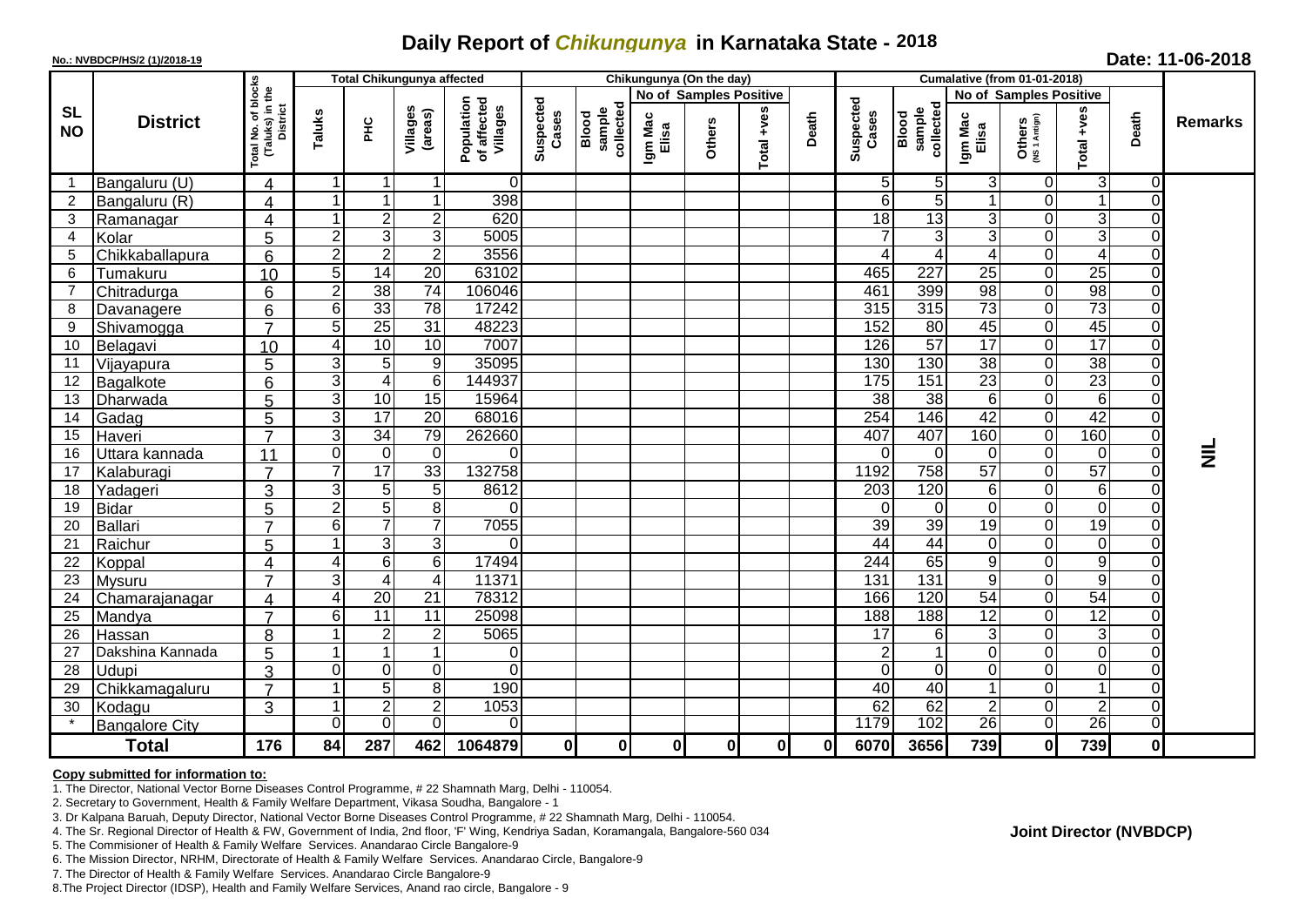# Daily Report of *Chikungunya* in Karnataka State - 2018

**No.: NVBDCP/HS/2 (1)/2018-19**

**Date: 11-06-2018**

| SL NO | District | Total No. of blocks (Taluks) in the District | Total Chikungunya affected | | | | Chikungunya (On the day) | | | | | | | Cumalative (from 01-01-2018) | | | | | | | Remarks |
|---|---|---|---|---|---|---|---|---|---|---|---|---|---|---|---|---|---|---|---|---|---|
| | | | Taluks | PHC | Villages (areas) | Population of affected Villages | Suspected Cases | Blood sample collected | No of Samples Positive | | | | Death | Suspected Cases | Blood sample collected | No of Samples Positive | | | | Death | |
| | | | | | | | | | Igm Mac Elisa | Others | Total +ves | | | | | Igm Mac Elisa | Others (NS 1 Antigen) | Total +ves | | | |
| 1 | Bangaluru (U) | 4 | 1 | 1 | 1 | 0 | | | | | | | | 5 | 5 | 3 | 0 | 3 | 0 | **NIL** |
| 2 | Bangaluru (R) | 4 | 1 | 1 | 1 | 398 | | | | | | | | 6 | 5 | 1 | 0 | 1 | 0 | |
| 3 | Ramanagar | 4 | 1 | 2 | 2 | 620 | | | | | | | | 18 | 13 | 3 | 0 | 3 | 0 | |
| 4 | Kolar | 5 | 2 | 3 | 3 | 5005 | | | | | | | | 7 | 3 | 3 | 0 | 3 | 0 | |
| 5 | Chikkaballapura | 6 | 2 | 2 | 2 | 3556 | | | | | | | | 4 | 4 | 4 | 0 | 4 | 0 | |
| 6 | Tumakuru | 10 | 5 | 14 | 20 | 63102 | | | | | | | | 465 | 227 | 25 | 0 | 25 | 0 | |
| 7 | Chitradurga | 6 | 2 | 38 | 74 | 106046 | | | | | | | | 461 | 399 | 98 | 0 | 98 | 0 | |
| 8 | Davanagere | 6 | 6 | 33 | 78 | 17242 | | | | | | | | 315 | 315 | 73 | 0 | 73 | 0 | |
| 9 | Shivamogga | 7 | 5 | 25 | 31 | 48223 | | | | | | | | 152 | 80 | 45 | 0 | 45 | 0 | |
| 10 | Belagavi | 10 | 4 | 10 | 10 | 7007 | | | | | | | | 126 | 57 | 17 | 0 | 17 | 0 | |
| 11 | Vijayapura | 5 | 3 | 5 | 9 | 35095 | | | | | | | | 130 | 130 | 38 | 0 | 38 | 0 | |
| 12 | Bagalkote | 6 | 3 | 4 | 6 | 144937 | | | | | | | | 175 | 151 | 23 | 0 | 23 | 0 | |
| 13 | Dharwada | 5 | 3 | 10 | 15 | 15964 | | | | | | | | 38 | 38 | 6 | 0 | 6 | 0 | |
| 14 | Gadag | 5 | 3 | 17 | 20 | 68016 | | | | | | | | 254 | 146 | 42 | 0 | 42 | 0 | |
| 15 | Haveri | 7 | 3 | 34 | 79 | 262660 | | | | | | | | 407 | 407 | 160 | 0 | 160 | 0 | |
| 16 | Uttara kannada | 11 | 0 | 0 | 0 | 0 | | | | | | | | 0 | 0 | 0 | 0 | 0 | 0 | |
| 17 | Kalaburagi | 7 | 7 | 17 | 33 | 132758 | | | | | | | | 1192 | 758 | 57 | 0 | 57 | 0 | |
| 18 | Yadageri | 3 | 3 | 5 | 5 | 8612 | | | | | | | | 203 | 120 | 6 | 0 | 6 | 0 | |
| 19 | Bidar | 5 | 2 | 5 | 8 | 0 | | | | | | | | 0 | 0 | 0 | 0 | 0 | 0 | |
| 20 | Ballari | 7 | 6 | 7 | 7 | 7055 | | | | | | | | 39 | 39 | 19 | 0 | 19 | 0 | |
| 21 | Raichur | 5 | 1 | 3 | 3 | 0 | | | | | | | | 44 | 44 | 0 | 0 | 0 | 0 | |
| 22 | Koppal | 4 | 4 | 6 | 6 | 17494 | | | | | | | | 244 | 65 | 9 | 0 | 9 | 0 | |
| 23 | Mysuru | 7 | 3 | 4 | 4 | 11371 | | | | | | | | 131 | 131 | 9 | 0 | 9 | 0 | |
| 24 | Chamarajanagar | 4 | 4 | 20 | 21 | 78312 | | | | | | | | 166 | 120 | 54 | 0 | 54 | 0 | |
| 25 | Mandya | 7 | 6 | 11 | 11 | 25098 | | | | | | | | 188 | 188 | 12 | 0 | 12 | 0 | |
| 26 | Hassan | 8 | 1 | 2 | 2 | 5065 | | | | | | | | 17 | 6 | 3 | 0 | 3 | 0 | |
| 27 | Dakshina Kannada | 5 | 1 | 1 | 1 | 0 | | | | | | | | 2 | 1 | 0 | 0 | 0 | 0 | |
| 28 | Udupi | 3 | 0 | 0 | 0 | 0 | | | | | | | | 0 | 0 | 0 | 0 | 0 | 0 | |
| 29 | Chikkamagaluru | 7 | 1 | 5 | 8 | 190 | | | | | | | | 40 | 40 | 1 | 0 | 1 | 0 | |
| 30 | Kodagu | 3 | 1 | 2 | 2 | 1053 | | | | | | | | 62 | 62 | 2 | 0 | 2 | 0 | |
| * | Bangalore City | | 0 | 0 | 0 | 0 | | | | | | | | 1179 | 102 | 26 | 0 | 26 | 0 | |
| **Total** | | **176** | **84** | **287** | **462** | **1064879** | **0** | **0** | **0** | **0** | **0** | **0** | **6070** | **3656** | **739** | **0** | **739** | **0** | |

**Copy submitted for information to:**

1. The Director, National Vector Borne Diseases Control Programme, # 22 Shamnath Marg, Delhi - 110054.
2. Secretary to Government, Health & Family Welfare Department, Vikasa Soudha, Bangalore - 1
3. Dr Kalpana Baruah, Deputy Director, National Vector Borne Diseases Control Programme, # 22 Shamnath Marg, Delhi - 110054.
4. The Sr. Regional Director of Health & FW, Government of India, 2nd floor, 'F' Wing, Kendriya Sadan, Koramangala, Bangalore-560 034
5. The Commisioner of Health & Family Welfare Services. Anandarao Circle Bangalore-9
6. The Mission Director, NRHM, Directorate of Health & Family Welfare Services. Anandarao Circle, Bangalore-9
7. The Director of Health & Family Welfare Services. Anandarao Circle Bangalore-9
8. The Project Director (IDSP), Health and Family Welfare Services, Anand rao circle, Bangalore - 9

**Joint Director (NVBDCP)**